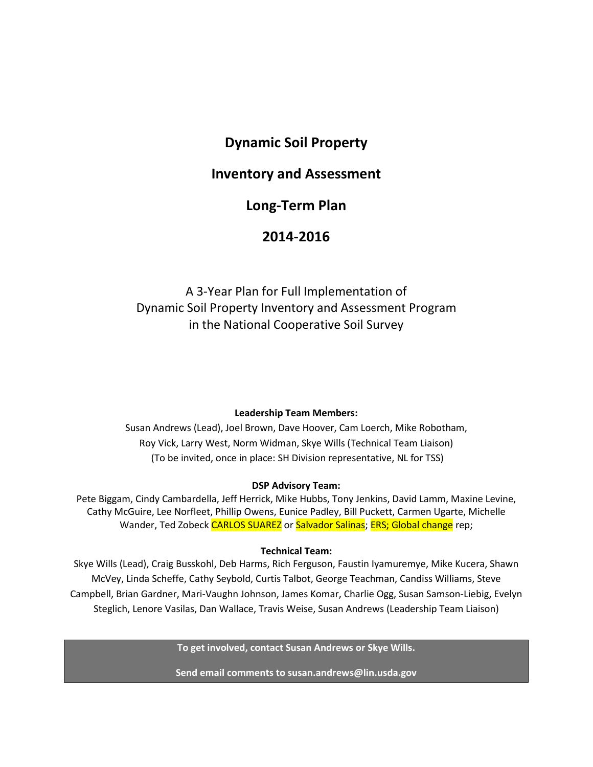# Dynamic Soil Property

# Inventory and Assessment

# Long-Term Plan

# 2014-2016

A 3-Year Plan for Full Implementation of
Dynamic Soil Property Inventory and Assessment Program
in the National Cooperative Soil Survey

**Leadership Team Members:**

Susan Andrews (Lead), Joel Brown, Dave Hoover, Cam Loerch, Mike Robotham, Roy Vick, Larry West, Norm Widman, Skye Wills (Technical Team Liaison)
(To be invited, once in place: SH Division representative, NL for TSS)

**DSP Advisory Team:**

Pete Biggam, Cindy Cambardella, Jeff Herrick, Mike Hubbs, Tony Jenkins, David Lamm, Maxine Levine, Cathy McGuire, Lee Norfleet, Phillip Owens, Eunice Padley, Bill Puckett, Carmen Ugarte, Michelle Wander, Ted Zobeck CARLOS SUAREZ or Salvador Salinas; ERS; Global change rep;

**Technical Team:**

Skye Wills (Lead), Craig Busskohl, Deb Harms, Rich Ferguson, Faustin Iyamuremye, Mike Kucera, Shawn McVey, Linda Scheffe, Cathy Seybold, Curtis Talbot, George Teachman, Candiss Williams, Steve Campbell, Brian Gardner, Mari-Vaughn Johnson, James Komar, Charlie Ogg, Susan Samson-Liebig, Evelyn Steglich, Lenore Vasilas, Dan Wallace, Travis Weise, Susan Andrews (Leadership Team Liaison)

**To get involved, contact Susan Andrews or Skye Wills.**

**Send email comments to susan.andrews@lin.usda.gov**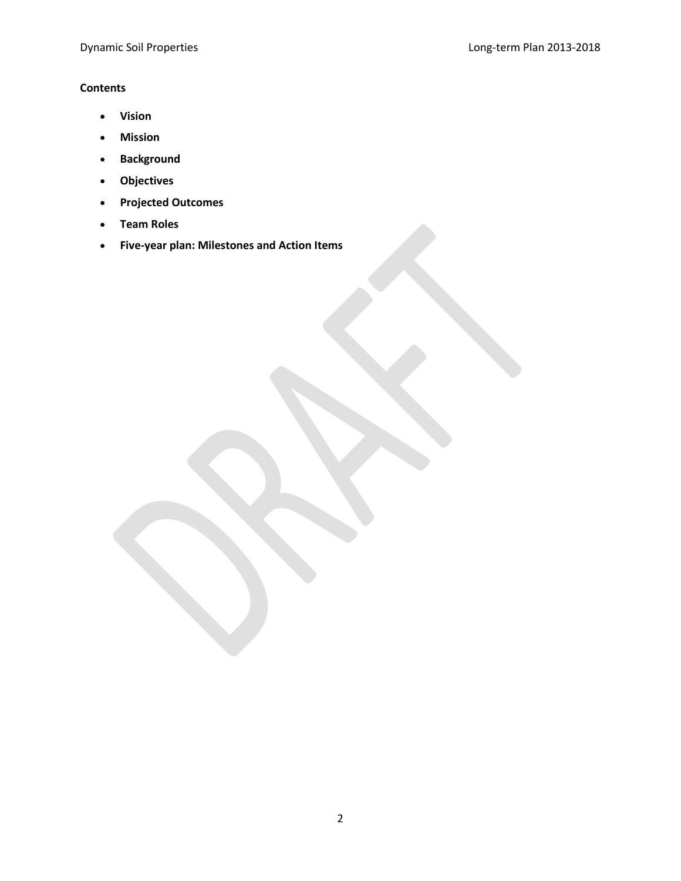**Contents**

- **Vision**
- **Mission**
- **Background**
- **Objectives**
- **Projected Outcomes**
- **Team Roles**
- **Five-year plan: Milestones and Action Items**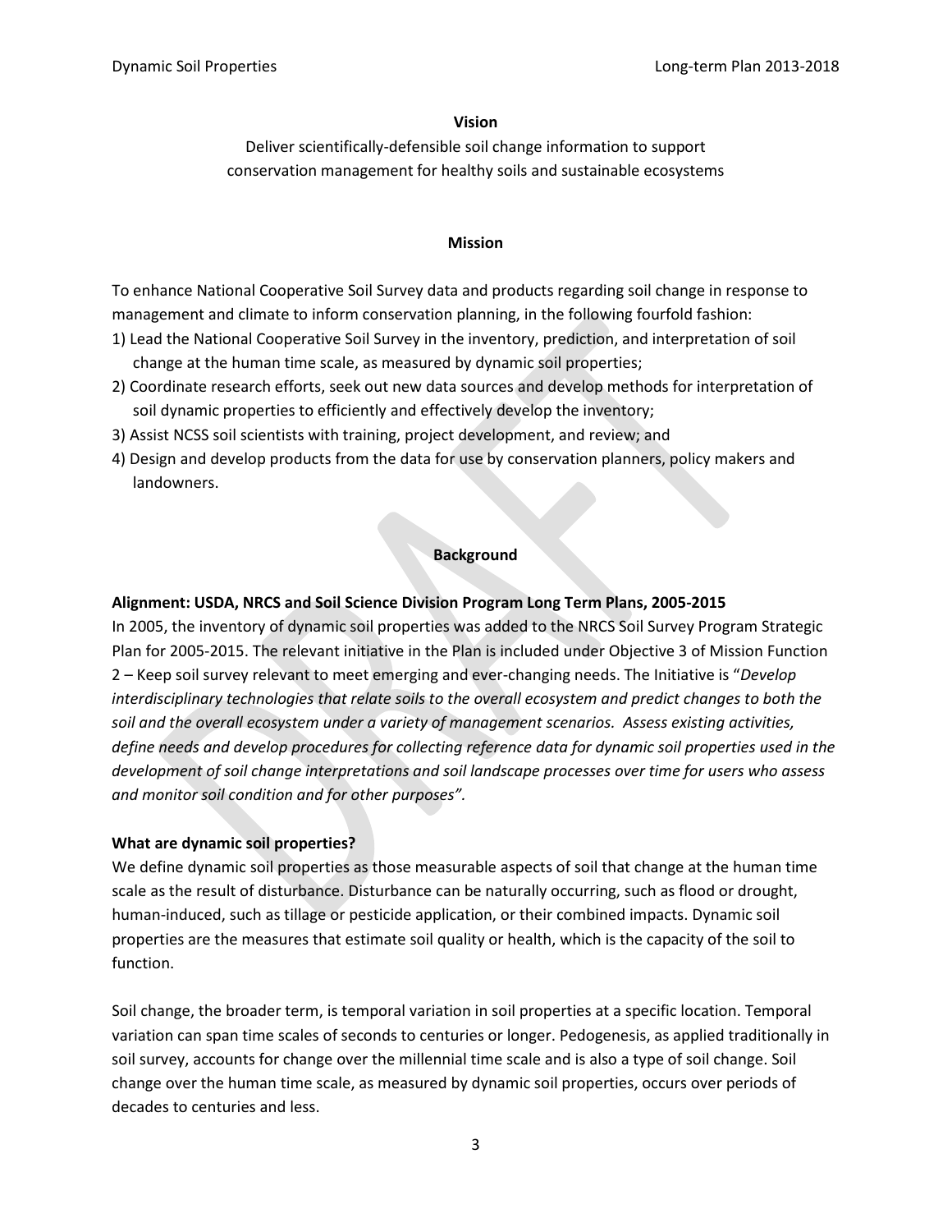## Vision

Deliver scientifically-defensible soil change information to support conservation management for healthy soils and sustainable ecosystems

## Mission

To enhance National Cooperative Soil Survey data and products regarding soil change in response to management and climate to inform conservation planning, in the following fourfold fashion:

1) Lead the National Cooperative Soil Survey in the inventory, prediction, and interpretation of soil change at the human time scale, as measured by dynamic soil properties;
2) Coordinate research efforts, seek out new data sources and develop methods for interpretation of soil dynamic properties to efficiently and effectively develop the inventory;
3) Assist NCSS soil scientists with training, project development, and review; and
4) Design and develop products from the data for use by conservation planners, policy makers and landowners.

## Background

### Alignment: USDA, NRCS and Soil Science Division Program Long Term Plans, 2005-2015

In 2005, the inventory of dynamic soil properties was added to the NRCS Soil Survey Program Strategic Plan for 2005-2015. The relevant initiative in the Plan is included under Objective 3 of Mission Function 2 – Keep soil survey relevant to meet emerging and ever-changing needs. The Initiative is "*Develop interdisciplinary technologies that relate soils to the overall ecosystem and predict changes to both the soil and the overall ecosystem under a variety of management scenarios. Assess existing activities, define needs and develop procedures for collecting reference data for dynamic soil properties used in the development of soil change interpretations and soil landscape processes over time for users who assess and monitor soil condition and for other purposes".*

### What are dynamic soil properties?

We define dynamic soil properties as those measurable aspects of soil that change at the human time scale as the result of disturbance. Disturbance can be naturally occurring, such as flood or drought, human-induced, such as tillage or pesticide application, or their combined impacts. Dynamic soil properties are the measures that estimate soil quality or health, which is the capacity of the soil to function.

Soil change, the broader term, is temporal variation in soil properties at a specific location. Temporal variation can span time scales of seconds to centuries or longer. Pedogenesis, as applied traditionally in soil survey, accounts for change over the millennial time scale and is also a type of soil change. Soil change over the human time scale, as measured by dynamic soil properties, occurs over periods of decades to centuries and less.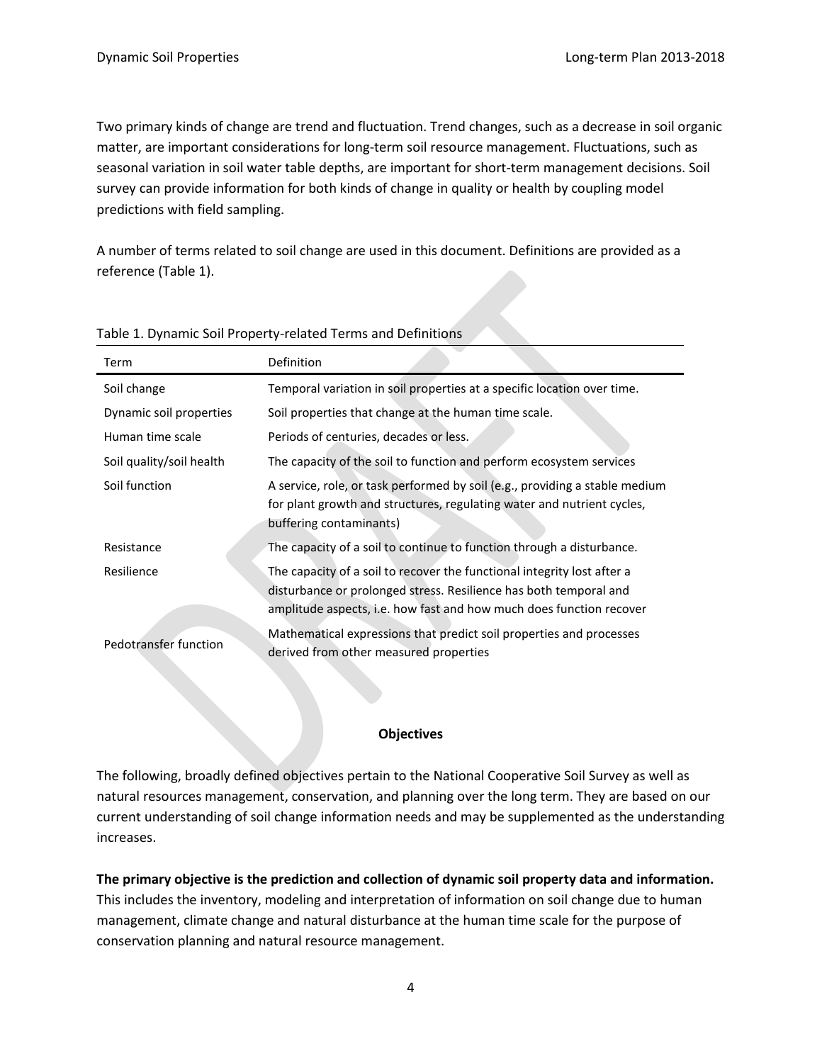Two primary kinds of change are trend and fluctuation. Trend changes, such as a decrease in soil organic matter, are important considerations for long-term soil resource management. Fluctuations, such as seasonal variation in soil water table depths, are important for short-term management decisions. Soil survey can provide information for both kinds of change in quality or health by coupling model predictions with field sampling.

A number of terms related to soil change are used in this document. Definitions are provided as a reference (Table 1).

Table 1. Dynamic Soil Property-related Terms and Definitions

| Term | Definition |
|---|---|
| Soil change | Temporal variation in soil properties at a specific location over time. |
| Dynamic soil properties | Soil properties that change at the human time scale. |
| Human time scale | Periods of centuries, decades or less. |
| Soil quality/soil health | The capacity of the soil to function and perform ecosystem services |
| Soil function | A service, role, or task performed by soil (e.g., providing a stable medium for plant growth and structures, regulating water and nutrient cycles, buffering contaminants) |
| Resistance | The capacity of a soil to continue to function through a disturbance. |
| Resilience | The capacity of a soil to recover the functional integrity lost after a disturbance or prolonged stress. Resilience has both temporal and amplitude aspects, i.e. how fast and how much does function recover |
| Pedotransfer function | Mathematical expressions that predict soil properties and processes derived from other measured properties |

## Objectives

The following, broadly defined objectives pertain to the National Cooperative Soil Survey as well as natural resources management, conservation, and planning over the long term. They are based on our current understanding of soil change information needs and may be supplemented as the understanding increases.

**The primary objective is the prediction and collection of dynamic soil property data and information.** This includes the inventory, modeling and interpretation of information on soil change due to human management, climate change and natural disturbance at the human time scale for the purpose of conservation planning and natural resource management.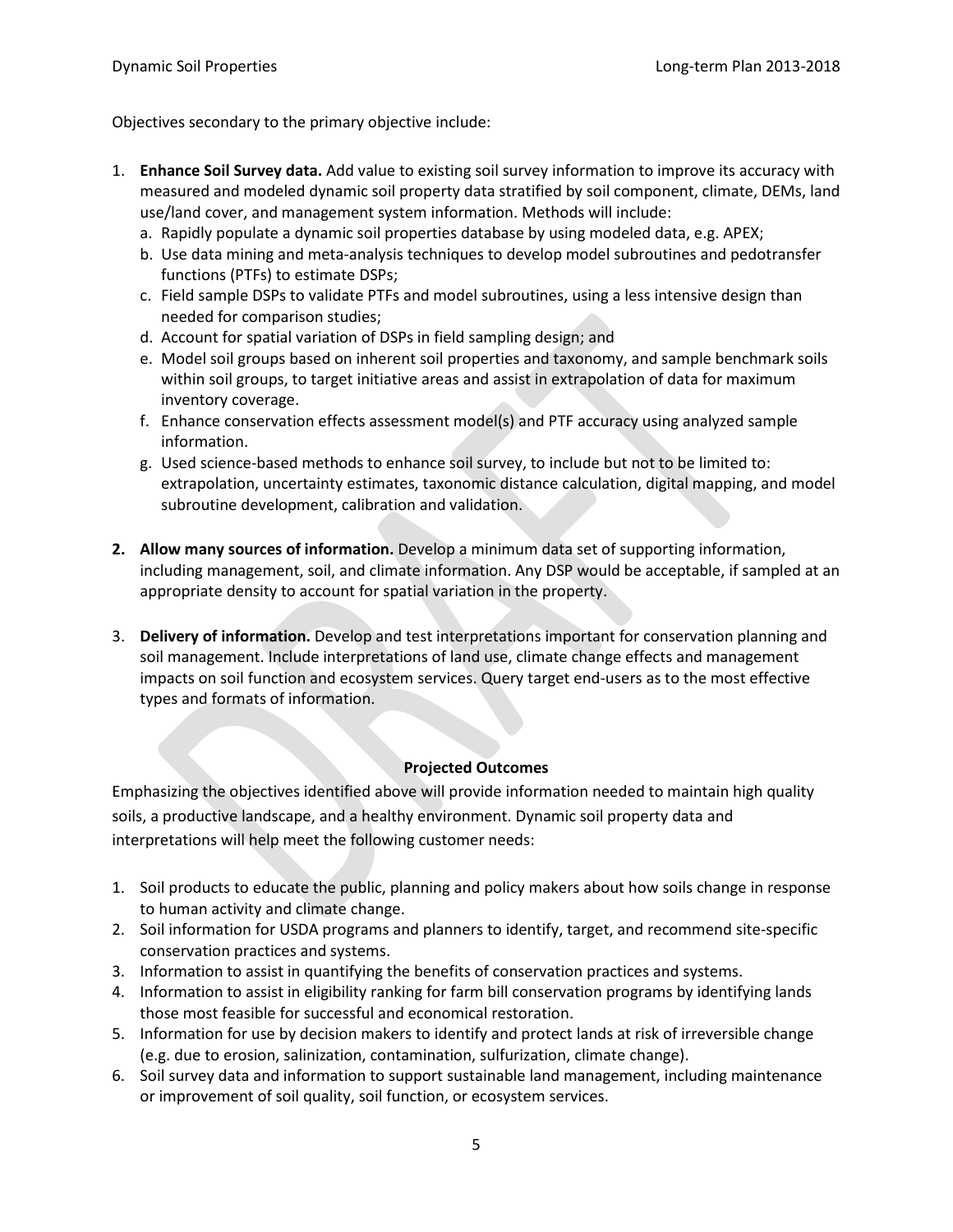Objectives secondary to the primary objective include:

1. **Enhance Soil Survey data.** Add value to existing soil survey information to improve its accuracy with measured and modeled dynamic soil property data stratified by soil component, climate, DEMs, land use/land cover, and management system information. Methods will include:
   a. Rapidly populate a dynamic soil properties database by using modeled data, e.g. APEX;
   b. Use data mining and meta-analysis techniques to develop model subroutines and pedotransfer functions (PTFs) to estimate DSPs;
   c. Field sample DSPs to validate PTFs and model subroutines, using a less intensive design than needed for comparison studies;
   d. Account for spatial variation of DSPs in field sampling design; and
   e. Model soil groups based on inherent soil properties and taxonomy, and sample benchmark soils within soil groups, to target initiative areas and assist in extrapolation of data for maximum inventory coverage.
   f. Enhance conservation effects assessment model(s) and PTF accuracy using analyzed sample information.
   g. Used science-based methods to enhance soil survey, to include but not to be limited to: extrapolation, uncertainty estimates, taxonomic distance calculation, digital mapping, and model subroutine development, calibration and validation.

2. **Allow many sources of information.** Develop a minimum data set of supporting information, including management, soil, and climate information. Any DSP would be acceptable, if sampled at an appropriate density to account for spatial variation in the property.

3. **Delivery of information.** Develop and test interpretations important for conservation planning and soil management. Include interpretations of land use, climate change effects and management impacts on soil function and ecosystem services. Query target end-users as to the most effective types and formats of information.

**Projected Outcomes**

Emphasizing the objectives identified above will provide information needed to maintain high quality soils, a productive landscape, and a healthy environment. Dynamic soil property data and interpretations will help meet the following customer needs:

1. Soil products to educate the public, planning and policy makers about how soils change in response to human activity and climate change.
2. Soil information for USDA programs and planners to identify, target, and recommend site-specific conservation practices and systems.
3. Information to assist in quantifying the benefits of conservation practices and systems.
4. Information to assist in eligibility ranking for farm bill conservation programs by identifying lands those most feasible for successful and economical restoration.
5. Information for use by decision makers to identify and protect lands at risk of irreversible change (e.g. due to erosion, salinization, contamination, sulfurization, climate change).
6. Soil survey data and information to support sustainable land management, including maintenance or improvement of soil quality, soil function, or ecosystem services.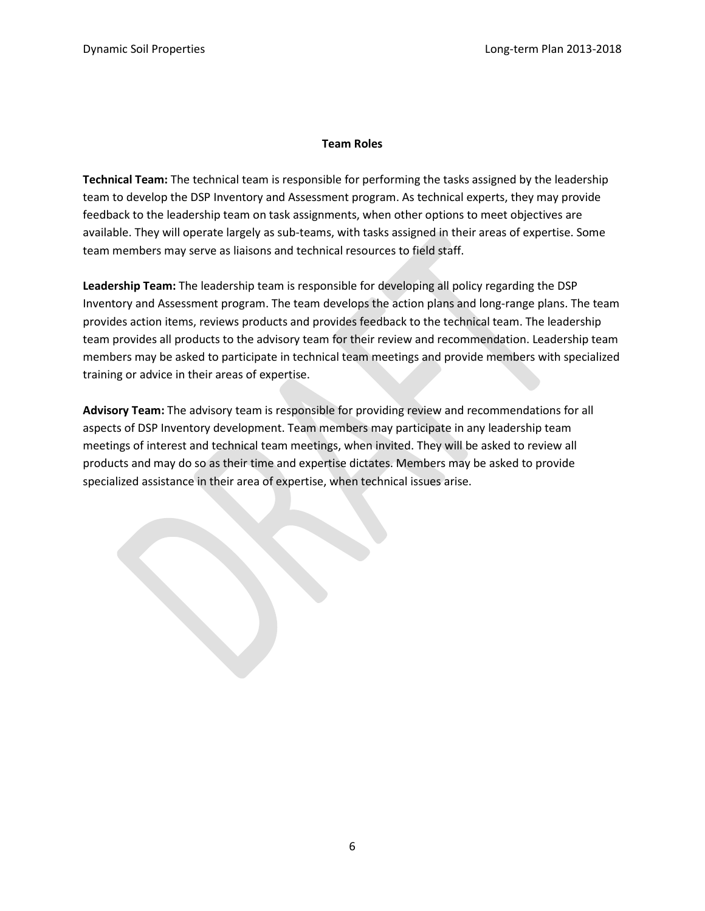## Team Roles

**Technical Team:** The technical team is responsible for performing the tasks assigned by the leadership team to develop the DSP Inventory and Assessment program. As technical experts, they may provide feedback to the leadership team on task assignments, when other options to meet objectives are available. They will operate largely as sub-teams, with tasks assigned in their areas of expertise. Some team members may serve as liaisons and technical resources to field staff.

**Leadership Team:** The leadership team is responsible for developing all policy regarding the DSP Inventory and Assessment program. The team develops the action plans and long-range plans. The team provides action items, reviews products and provides feedback to the technical team. The leadership team provides all products to the advisory team for their review and recommendation. Leadership team members may be asked to participate in technical team meetings and provide members with specialized training or advice in their areas of expertise.

**Advisory Team:** The advisory team is responsible for providing review and recommendations for all aspects of DSP Inventory development. Team members may participate in any leadership team meetings of interest and technical team meetings, when invited. They will be asked to review all products and may do so as their time and expertise dictates. Members may be asked to provide specialized assistance in their area of expertise, when technical issues arise.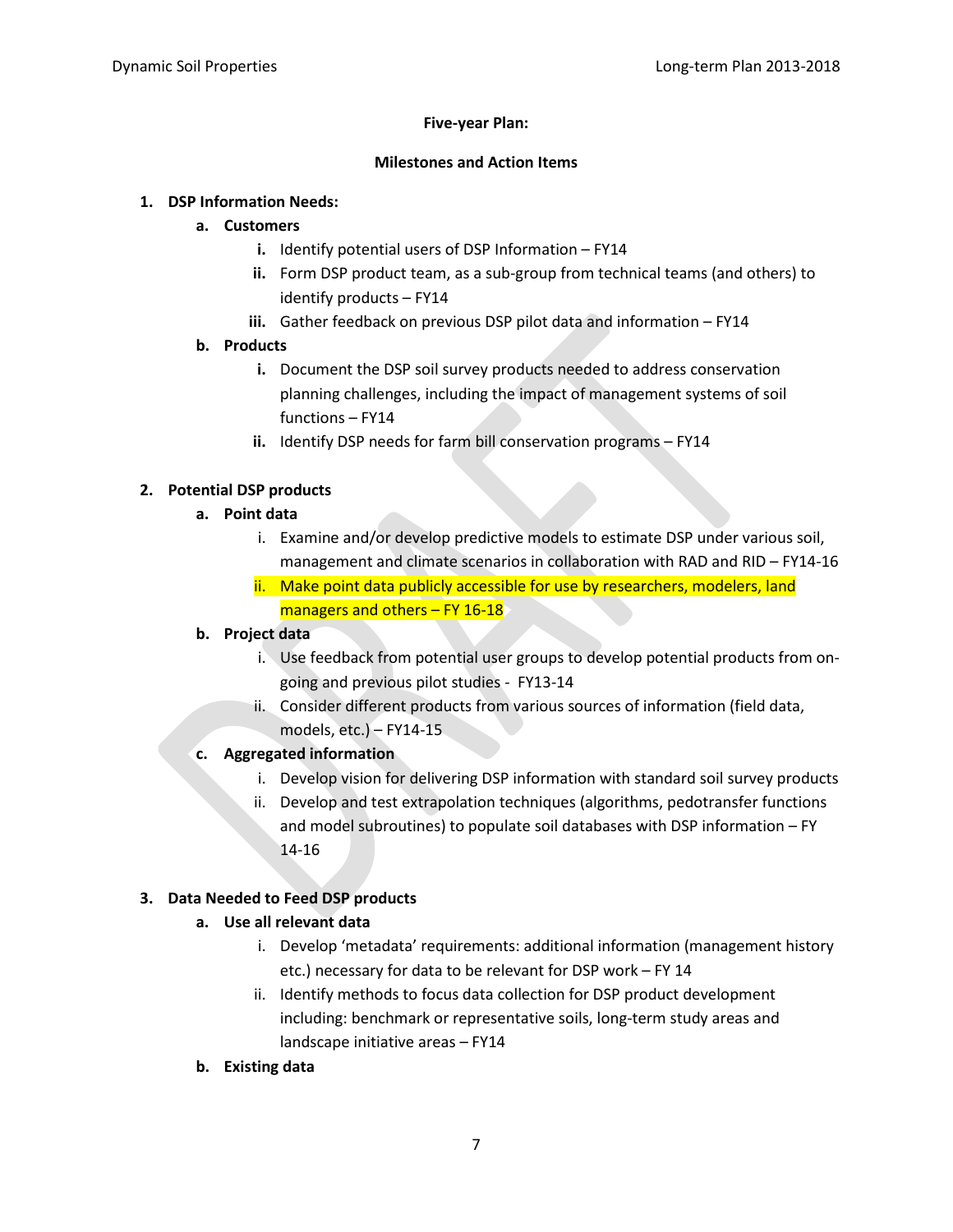**Five-year Plan:**

**Milestones and Action Items**

1. **DSP Information Needs:**
   a. **Customers**
      i. Identify potential users of DSP Information – FY14
      ii. Form DSP product team, as a sub-group from technical teams (and others) to identify products – FY14
      iii. Gather feedback on previous DSP pilot data and information – FY14
   b. **Products**
      i. Document the DSP soil survey products needed to address conservation planning challenges, including the impact of management systems of soil functions – FY14
      ii. Identify DSP needs for farm bill conservation programs – FY14

2. **Potential DSP products**
   a. **Point data**
      i. Examine and/or develop predictive models to estimate DSP under various soil, management and climate scenarios in collaboration with RAD and RID – FY14-16
      ii. Make point data publicly accessible for use by researchers, modelers, land managers and others – FY 16-18
   b. **Project data**
      i. Use feedback from potential user groups to develop potential products from on-going and previous pilot studies - FY13-14
      ii. Consider different products from various sources of information (field data, models, etc.) – FY14-15
   c. **Aggregated information**
      i. Develop vision for delivering DSP information with standard soil survey products
      ii. Develop and test extrapolation techniques (algorithms, pedotransfer functions and model subroutines) to populate soil databases with DSP information – FY 14-16

3. **Data Needed to Feed DSP products**
   a. **Use all relevant data**
      i. Develop 'metadata' requirements: additional information (management history etc.) necessary for data to be relevant for DSP work – FY 14
      ii. Identify methods to focus data collection for DSP product development including: benchmark or representative soils, long-term study areas and landscape initiative areas – FY14
   b. **Existing data**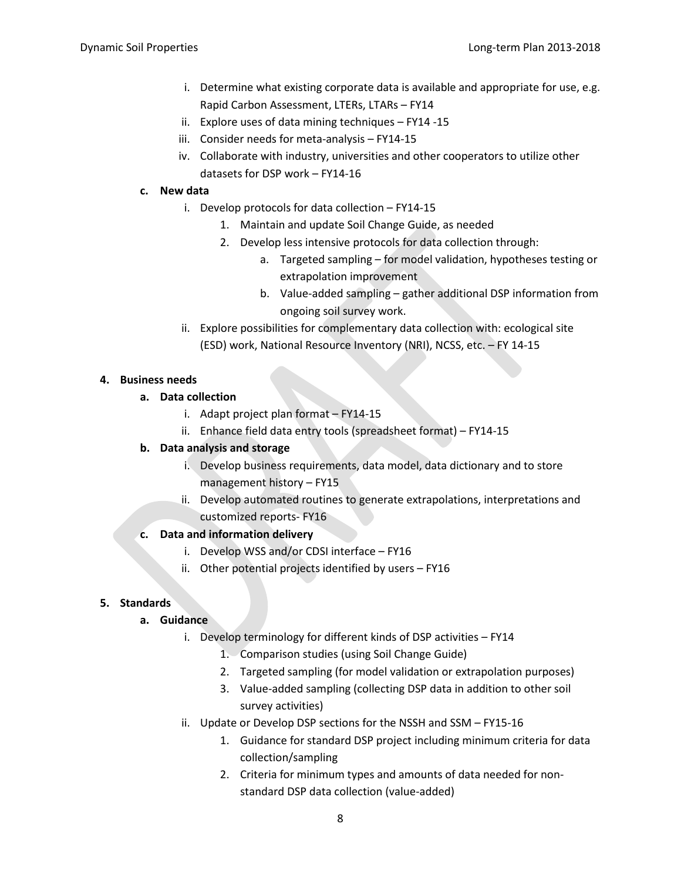i. Determine what existing corporate data is available and appropriate for use, e.g. Rapid Carbon Assessment, LTERs, LTARs – FY14
            ii. Explore uses of data mining techniques – FY14 -15
            iii. Consider needs for meta-analysis – FY14-15
            iv. Collaborate with industry, universities and other cooperators to utilize other datasets for DSP work – FY14-16

    c. **New data**
        i. Develop protocols for data collection – FY14-15
            1. Maintain and update Soil Change Guide, as needed
            2. Develop less intensive protocols for data collection through:
                a. Targeted sampling – for model validation, hypotheses testing or extrapolation improvement
                b. Value-added sampling – gather additional DSP information from ongoing soil survey work.
        ii. Explore possibilities for complementary data collection with: ecological site (ESD) work, National Resource Inventory (NRI), NCSS, etc. – FY 14-15

4. **Business needs**
    a. **Data collection**
        i. Adapt project plan format – FY14-15
        ii. Enhance field data entry tools (spreadsheet format) – FY14-15
    b. **Data analysis and storage**
        i. Develop business requirements, data model, data dictionary and to store management history – FY15
        ii. Develop automated routines to generate extrapolations, interpretations and customized reports- FY16
    c. **Data and information delivery**
        i. Develop WSS and/or CDSI interface – FY16
        ii. Other potential projects identified by users – FY16

5. **Standards**
    a. **Guidance**
        i. Develop terminology for different kinds of DSP activities – FY14
            1. Comparison studies (using Soil Change Guide)
            2. Targeted sampling (for model validation or extrapolation purposes)
            3. Value-added sampling (collecting DSP data in addition to other soil survey activities)
        ii. Update or Develop DSP sections for the NSSH and SSM – FY15-16
            1. Guidance for standard DSP project including minimum criteria for data collection/sampling
            2. Criteria for minimum types and amounts of data needed for non-standard DSP data collection (value-added)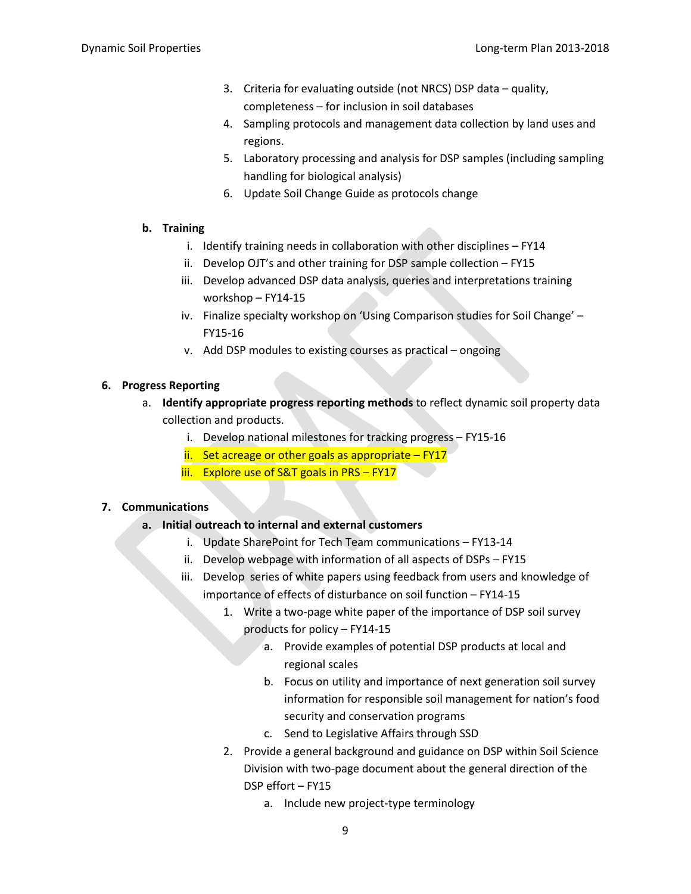3. Criteria for evaluating outside (not NRCS) DSP data – quality, completeness – for inclusion in soil databases
4. Sampling protocols and management data collection by land uses and regions.
5. Laboratory processing and analysis for DSP samples (including sampling handling for biological analysis)
6. Update Soil Change Guide as protocols change

**b. Training**

- i. Identify training needs in collaboration with other disciplines – FY14
- ii. Develop OJT's and other training for DSP sample collection – FY15
- iii. Develop advanced DSP data analysis, queries and interpretations training workshop – FY14-15
- iv. Finalize specialty workshop on 'Using Comparison studies for Soil Change' – FY15-16
- v. Add DSP modules to existing courses as practical – ongoing

**6. Progress Reporting**

a. **Identify appropriate progress reporting methods** to reflect dynamic soil property data collection and products.

- i. Develop national milestones for tracking progress – FY15-16
- ii. Set acreage or other goals as appropriate – FY17
- iii. Explore use of S&T goals in PRS – FY17

**7. Communications**

**a. Initial outreach to internal and external customers**

- i. Update SharePoint for Tech Team communications – FY13-14
- ii. Develop webpage with information of all aspects of DSPs – FY15
- iii. Develop series of white papers using feedback from users and knowledge of importance of effects of disturbance on soil function – FY14-15
    1. Write a two-page white paper of the importance of DSP soil survey products for policy – FY14-15
        - a. Provide examples of potential DSP products at local and regional scales
        - b. Focus on utility and importance of next generation soil survey information for responsible soil management for nation's food security and conservation programs
        - c. Send to Legislative Affairs through SSD
    2. Provide a general background and guidance on DSP within Soil Science Division with two-page document about the general direction of the DSP effort – FY15
        - a. Include new project-type terminology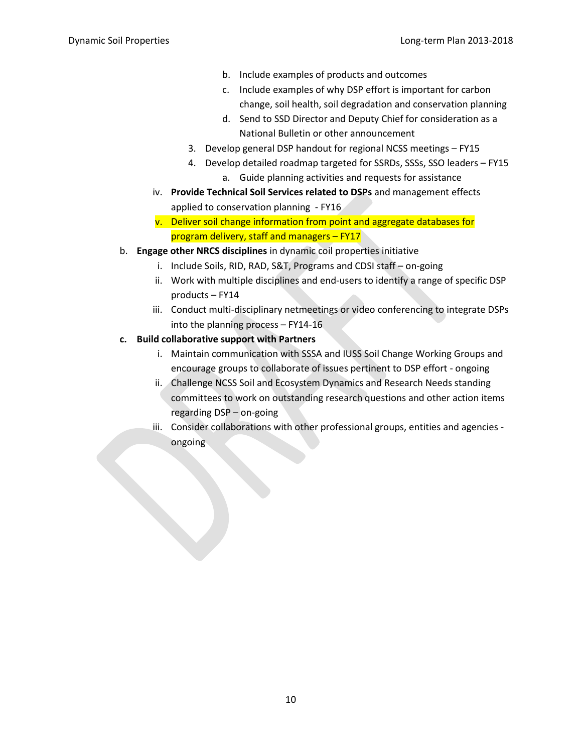b. Include examples of products and outcomes
c. Include examples of why DSP effort is important for carbon change, soil health, soil degradation and conservation planning
d. Send to SSD Director and Deputy Chief for consideration as a National Bulletin or other announcement

3. Develop general DSP handout for regional NCSS meetings – FY15
4. Develop detailed roadmap targeted for SSRDs, SSSs, SSO leaders – FY15
   a. Guide planning activities and requests for assistance

iv. **Provide Technical Soil Services related to DSPs** and management effects applied to conservation planning - FY16

v. Deliver soil change information from point and aggregate databases for program delivery, staff and managers – FY17

b. **Engage other NRCS disciplines** in dynamic coil properties initiative

   i. Include Soils, RID, RAD, S&T, Programs and CDSI staff – on-going
   ii. Work with multiple disciplines and end-users to identify a range of specific DSP products – FY14
   iii. Conduct multi-disciplinary netmeetings or video conferencing to integrate DSPs into the planning process – FY14-16

**c. Build collaborative support with Partners**

   i. Maintain communication with SSSA and IUSS Soil Change Working Groups and encourage groups to collaborate of issues pertinent to DSP effort - ongoing
   ii. Challenge NCSS Soil and Ecosystem Dynamics and Research Needs standing committees to work on outstanding research questions and other action items regarding DSP – on-going
   iii. Consider collaborations with other professional groups, entities and agencies - ongoing